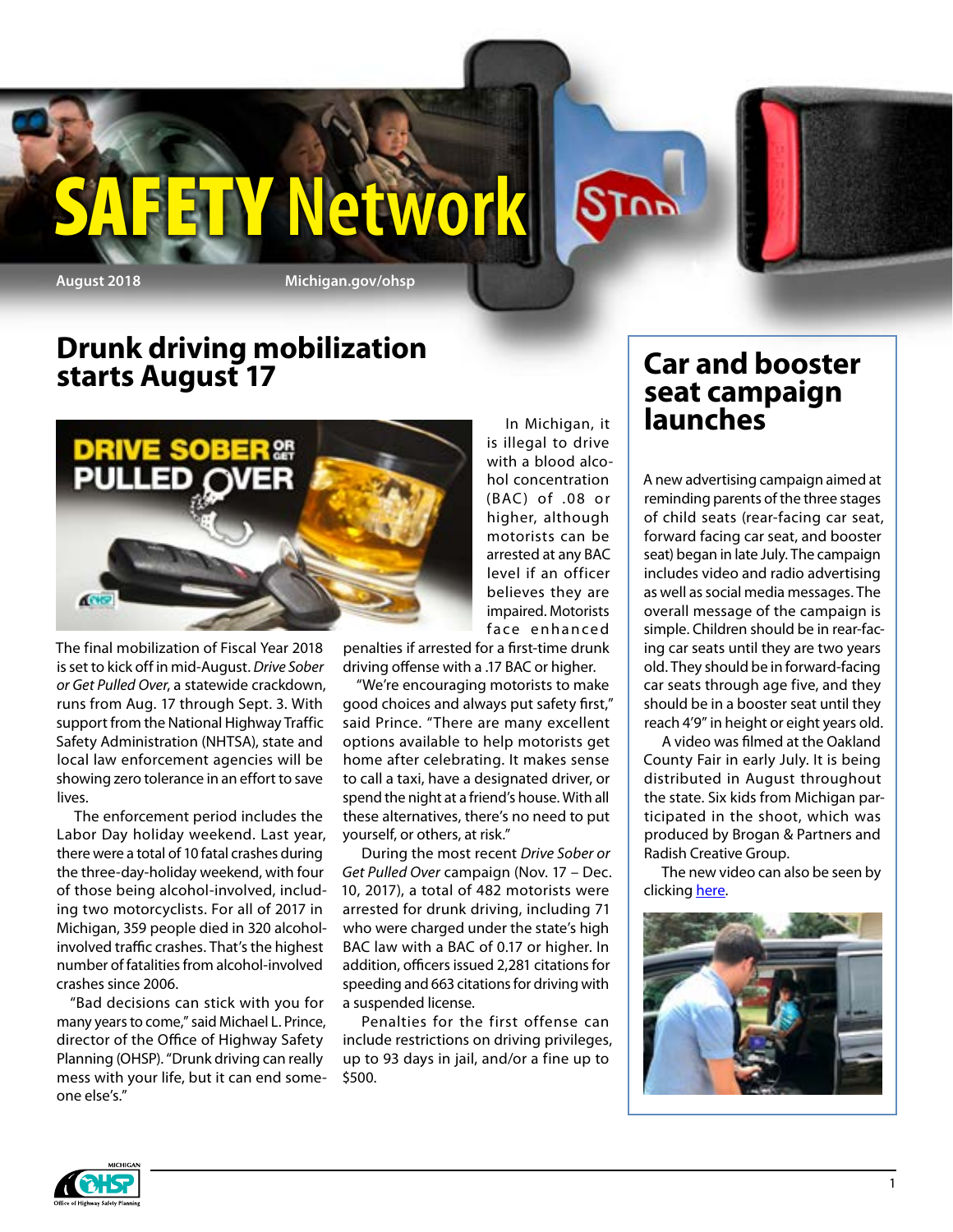// 
# SAFETY Network

August 2018 Michigan.gov/ohsp

## Drunk driving mobilization starts August 17

The final mobilization of Fiscal Year 2018 is set to kick off in mid-August. *Drive Sober or Get Pulled Over*, a statewide crackdown, runs from Aug. 17 through Sept. 3. With support from the National Highway Traffic Safety Administration (NHTSA), state and local law enforcement agencies will be showing zero tolerance in an effort to save lives.

The enforcement period includes the Labor Day holiday weekend. Last year, there were a total of 10 fatal crashes during the three-day-holiday weekend, with four of those being alcohol-involved, including two motorcyclists. For all of 2017 in Michigan, 359 people died in 320 alcohol-involved traffic crashes. That's the highest number of fatalities from alcohol-involved crashes since 2006.

"Bad decisions can stick with you for many years to come," said Michael L. Prince, director of the Office of Highway Safety Planning (OHSP). "Drunk driving can really mess with your life, but it can end someone else's."

In Michigan, it is illegal to drive with a blood alcohol concentration (BAC) of .08 or higher, although motorists can be arrested at any BAC level if an officer believes they are impaired. Motorists face enhanced penalties if arrested for a first-time drunk driving offense with a .17 BAC or higher.

"We're encouraging motorists to make good choices and always put safety first," said Prince. "There are many excellent options available to help motorists get home after celebrating. It makes sense to call a taxi, have a designated driver, or spend the night at a friend's house. With all these alternatives, there's no need to put yourself, or others, at risk."

During the most recent *Drive Sober or Get Pulled Over* campaign (Nov. 17 – Dec. 10, 2017), a total of 482 motorists were arrested for drunk driving, including 71 who were charged under the state's high BAC law with a BAC of 0.17 or higher. In addition, officers issued 2,281 citations for speeding and 663 citations for driving with a suspended license.

Penalties for the first offense can include restrictions on driving privileges, up to 93 days in jail, and/or a fine up to $500.

## Car and booster seat campaign launches

A new advertising campaign aimed at reminding parents of the three stages of child seats (rear-facing car seat, forward facing car seat, and booster seat) began in late July. The campaign includes video and radio advertising as well as social media messages. The overall message of the campaign is simple. Children should be in rear-facing car seats until they are two years old. They should be in forward-facing car seats through age five, and they should be in a booster seat until they reach 4'9" in height or eight years old.

A video was filmed at the Oakland County Fair in early July. It is being distributed in August throughout the state. Six kids from Michigan participated in the shoot, which was produced by Brogan & Partners and Radish Creative Group.

The new video can also be seen by clicking here.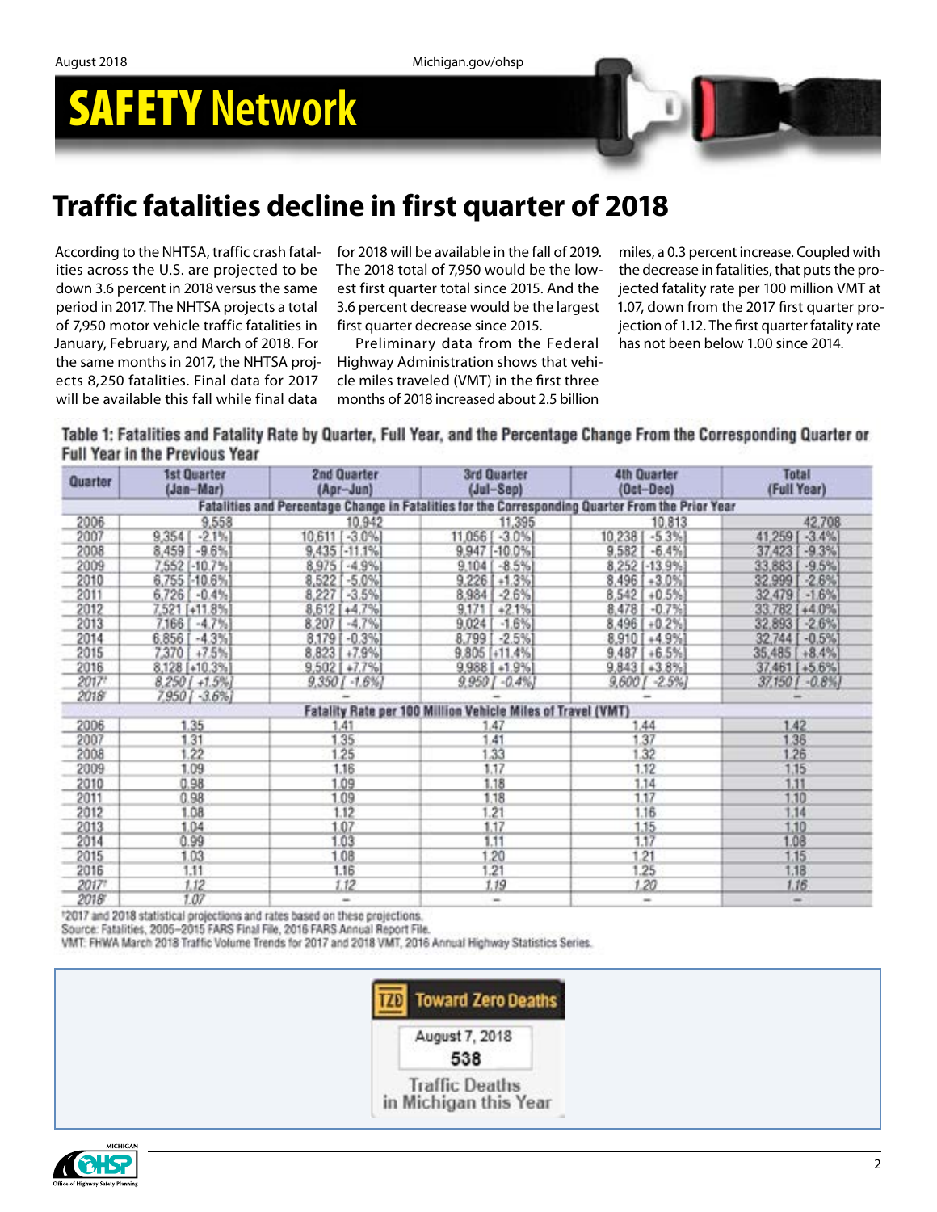# Traffic fatalities decline in first quarter of 2018

According to the NHTSA, traffic crash fatalities across the U.S. are projected to be down 3.6 percent in 2018 versus the same period in 2017. The NHTSA projects a total of 7,950 motor vehicle traffic fatalities in January, February, and March of 2018. For the same months in 2017, the NHTSA projects 8,250 fatalities. Final data for 2017 will be available this fall while final data for 2018 will be available in the fall of 2019. The 2018 total of 7,950 would be the lowest first quarter total since 2015. And the 3.6 percent decrease would be the largest first quarter decrease since 2015.

Preliminary data from the Federal Highway Administration shows that vehicle miles traveled (VMT) in the first three months of 2018 increased about 2.5 billion miles, a 0.3 percent increase. Coupled with the decrease in fatalities, that puts the projected fatality rate per 100 million VMT at 1.07, down from the 2017 first quarter projection of 1.12. The first quarter fatality rate has not been below 1.00 since 2014.

**Table 1: Fatalities and Fatality Rate by Quarter, Full Year, and the Percentage Change From the Corresponding Quarter or Full Year in the Previous Year**

| Quarter | 1st Quarter (Jan–Mar) | 2nd Quarter (Apr–Jun) | 3rd Quarter (Jul–Sep) | 4th Quarter (Oct–Dec) | Total (Full Year) |
|---|---|---|---|---|---|
| **Fatalities and Percentage Change in Fatalities for the Corresponding Quarter From the Prior Year** | | | | | |
| 2006 | 9,558 | 10,942 | 11,395 | 10,813 | 42,708 |
| 2007 | 9,354 [ -2.1%] | 10,611 [ -3.0%] | 11,056 [ -3.0%] | 10,238 [ -5.3%] | 41,259 [ -3.4%] |
| 2008 | 8,459 [ -9.6%] | 9,435 [-11.1%] | 9,947 [-10.0%] | 9,582 [ -6.4%] | 37,423 [ -9.3%] |
| 2009 | 7,552 [-10.7%] | 8,975 [ -4.9%] | 9,104 [ -8.5%] | 8,252 [-13.9%] | 33,883 [ -9.5%] |
| 2010 | 6,755 [-10.6%] | 8,522 [ -5.0%] | 9,226 [ +1.3%] | 8,496 [ +3.0%] | 32,999 [ -2.6%] |
| 2011 | 6,726 [ -0.4%] | 8,227 [ -3.5%] | 8,984 [ -2.6%] | 8,542 [ +0.5%] | 32,479 [ -1.6%] |
| 2012 | 7,521 [+11.8%] | 8,612 [ +4.7%] | 9,171 [ +2.1%] | 8,478 [ -0.7%] | 33,782 [ +4.0%] |
| 2013 | 7,166 [ -4.7%] | 8,207 [ -4.7%] | 9,024 [ -1.6%] | 8,496 [ +0.2%] | 32,893 [ -2.6%] |
| 2014 | 6,856 [ -4.3%] | 8,179 [ -0.3%] | 8,799 [ -2.5%] | 8,910 [ +4.9%] | 32,744 [ -0.5%] |
| 2015 | 7,370 [ +7.5%] | 8,823 [ +7.9%] | 9,805 [+11.4%] | 9,487 [ +6.5%] | 35,485 [ +8.4%] |
| 2016 | 8,128 [+10.3%] | 9,502 [ +7.7%] | 9,988 [ +1.9%] | 9,843 [ +3.8%] | 37,461 [ +5.6%] |
| *2017†* | *8,250 [ +1.5%]* | *9,350 [ -1.6%]* | *9,950 [ -0.4%]* | *9,600 [ -2.5%]* | *37,150 [ -0.8%]* |
| *2018†* | *7,950 [ -3.6%]* | – | – | – | – |
| **Fatality Rate per 100 Million Vehicle Miles of Travel (VMT)** | | | | | |
| 2006 | 1.35 | 1.41 | 1.47 | 1.44 | 1.42 |
| 2007 | 1.31 | 1.35 | 1.41 | 1.37 | 1.36 |
| 2008 | 1.22 | 1.25 | 1.33 | 1.32 | 1.26 |
| 2009 | 1.09 | 1.16 | 1.17 | 1.12 | 1.15 |
| 2010 | 0.98 | 1.09 | 1.18 | 1.14 | 1.11 |
| 2011 | 0.98 | 1.09 | 1.18 | 1.17 | 1.10 |
| 2012 | 1.08 | 1.12 | 1.21 | 1.16 | 1.14 |
| 2013 | 1.04 | 1.07 | 1.17 | 1.15 | 1.10 |
| 2014 | 0.99 | 1.03 | 1.11 | 1.17 | 1.08 |
| 2015 | 1.03 | 1.08 | 1.20 | 1.21 | 1.15 |
| 2016 | 1.11 | 1.16 | 1.21 | 1.25 | 1.18 |
| *2017†* | *1.12* | *1.12* | *1.19* | *1.20* | *1.16* |
| *2018†* | *1.07* | – | – | – | – |

†2017 and 2018 statistical projections and rates based on these projections.
Source: Fatalities, 2006–2015 FARS Final File, 2016 FARS Annual Report File.
VMT: FHWA March 2018 Traffic Volume Trends for 2017 and 2018 VMT, 2016 Annual Highway Statistics Series.

**TZD Toward Zero Deaths**

August 7, 2018

**538**

Traffic Deaths in Michigan this Year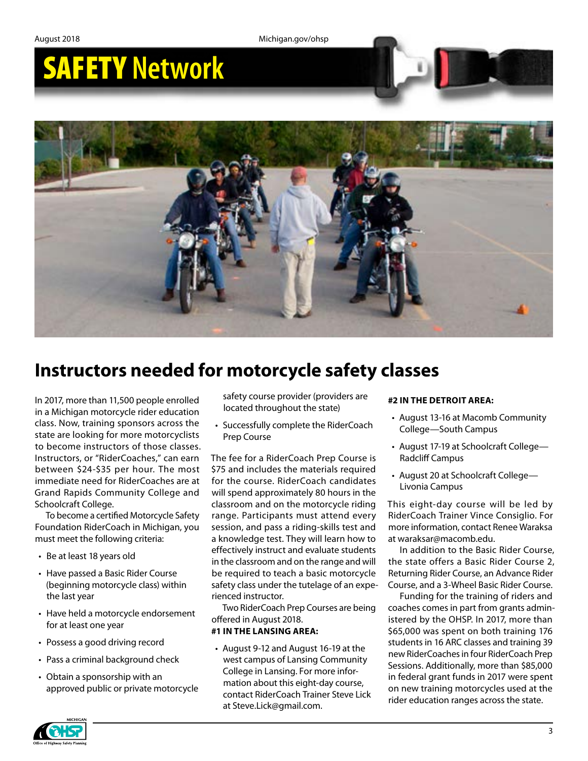# Instructors needed for motorcycle safety classes

In 2017, more than 11,500 people enrolled in a Michigan motorcycle rider education class. Now, training sponsors across the state are looking for more motorcyclists to become instructors of those classes. Instructors, or "RiderCoaches," can earn between $24-$35 per hour. The most immediate need for RiderCoaches are at Grand Rapids Community College and Schoolcraft College.

To become a certified Motorcycle Safety Foundation RiderCoach in Michigan, you must meet the following criteria:

- Be at least 18 years old
- Have passed a Basic Rider Course (beginning motorcycle class) within the last year
- Have held a motorcycle endorsement for at least one year
- Possess a good driving record
- Pass a criminal background check
- Obtain a sponsorship with an approved public or private motorcycle safety course provider (providers are located throughout the state)
- Successfully complete the RiderCoach Prep Course

The fee for a RiderCoach Prep Course is $75 and includes the materials required for the course. RiderCoach candidates will spend approximately 80 hours in the classroom and on the motorcycle riding range. Participants must attend every session, and pass a riding-skills test and a knowledge test. They will learn how to effectively instruct and evaluate students in the classroom and on the range and will be required to teach a basic motorcycle safety class under the tutelage of an experienced instructor.

Two RiderCoach Prep Courses are being offered in August 2018.

**#1 IN THE LANSING AREA:**

- August 9-12 and August 16-19 at the west campus of Lansing Community College in Lansing. For more information about this eight-day course, contact RiderCoach Trainer Steve Lick at Steve.Lick@gmail.com.

**#2 IN THE DETROIT AREA:**

- August 13-16 at Macomb Community College—South Campus
- August 17-19 at Schoolcraft College—Radcliff Campus
- August 20 at Schoolcraft College—Livonia Campus

This eight-day course will be led by RiderCoach Trainer Vince Consiglio. For more information, contact Renee Waraksa at waraksar@macomb.edu.

In addition to the Basic Rider Course, the state offers a Basic Rider Course 2, Returning Rider Course, an Advance Rider Course, and a 3-Wheel Basic Rider Course.

Funding for the training of riders and coaches comes in part from grants administered by the OHSP. In 2017, more than $65,000 was spent on both training 176 students in 16 ARC classes and training 39 new RiderCoaches in four RiderCoach Prep Sessions. Additionally, more than $85,000 in federal grant funds in 2017 were spent on new training motorcycles used at the rider education ranges across the state.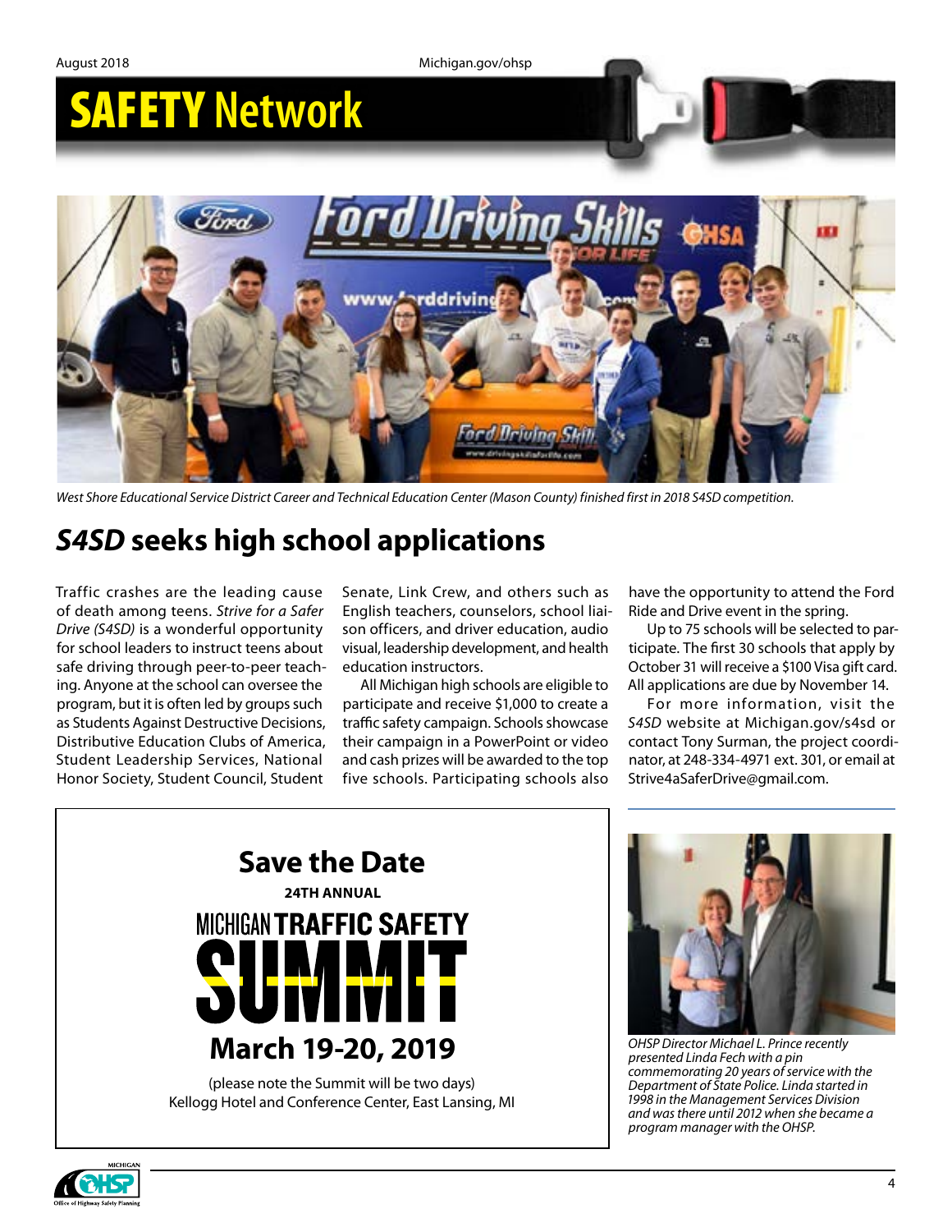# SAFETY Network

West Shore Educational Service District Career and Technical Education Center (Mason County) finished first in 2018 S4SD competition.

## *S4SD* seeks high school applications

Traffic crashes are the leading cause of death among teens. *Strive for a Safer Drive (S4SD)* is a wonderful opportunity for school leaders to instruct teens about safe driving through peer-to-peer teaching. Anyone at the school can oversee the program, but it is often led by groups such as Students Against Destructive Decisions, Distributive Education Clubs of America, Student Leadership Services, National Honor Society, Student Council, Student Senate, Link Crew, and others such as English teachers, counselors, school liaison officers, and driver education, audio visual, leadership development, and health education instructors.

All Michigan high schools are eligible to participate and receive $1,000 to create a traffic safety campaign. Schools showcase their campaign in a PowerPoint or video and cash prizes will be awarded to the top five schools. Participating schools also have the opportunity to attend the Ford Ride and Drive event in the spring.

Up to 75 schools will be selected to participate. The first 30 schools that apply by October 31 will receive a $100 Visa gift card. All applications are due by November 14.

For more information, visit the *S4SD* website at Michigan.gov/s4sd or contact Tony Surman, the project coordinator, at 248-334-4971 ext. 301, or email at Strive4aSaferDrive@gmail.com.

**Save the Date**

**24TH ANNUAL**

**MICHIGAN TRAFFIC SAFETY SUMMIT**

**March 19-20, 2019**

(please note the Summit will be two days)
Kellogg Hotel and Conference Center, East Lansing, MI

*OHSP Director Michael L. Prince recently presented Linda Fech with a pin commemorating 20 years of service with the Department of State Police. Linda started in 1998 in the Management Services Division and was there until 2012 when she became a program manager with the OHSP.*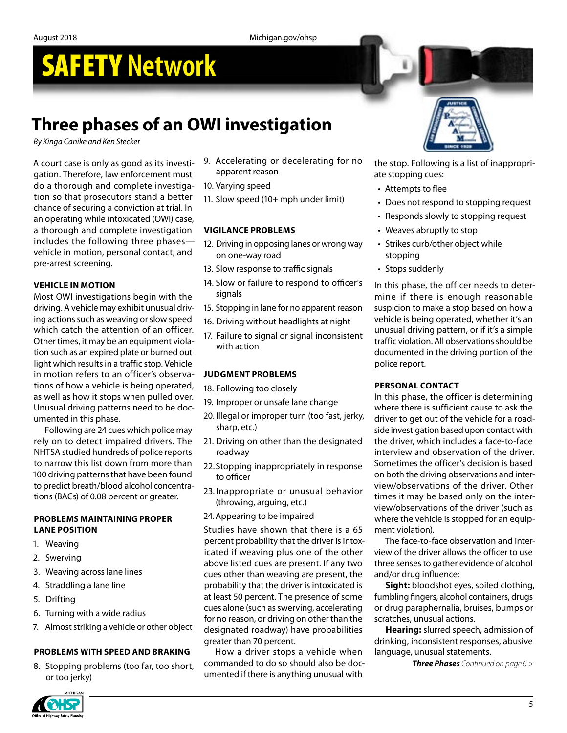# SAFETY Network

# Three phases of an OWI investigation

*By Kinga Canike and Ken Stecker*

A court case is only as good as its investigation. Therefore, law enforcement must do a thorough and complete investigation so that prosecutors stand a better chance of securing a conviction at trial. In an operating while intoxicated (OWI) case, a thorough and complete investigation includes the following three phases—vehicle in motion, personal contact, and pre-arrest screening.

**VEHICLE IN MOTION**

Most OWI investigations begin with the driving. A vehicle may exhibit unusual driving actions such as weaving or slow speed which catch the attention of an officer. Other times, it may be an equipment violation such as an expired plate or burned out light which results in a traffic stop. Vehicle in motion refers to an officer's observations of how a vehicle is being operated, as well as how it stops when pulled over. Unusual driving patterns need to be documented in this phase.

Following are 24 cues which police may rely on to detect impaired drivers. The NHTSA studied hundreds of police reports to narrow this list down from more than 100 driving patterns that have been found to predict breath/blood alcohol concentrations (BACs) of 0.08 percent or greater.

**PROBLEMS MAINTAINING PROPER LANE POSITION**

1. Weaving
2. Swerving
3. Weaving across lane lines
4. Straddling a lane line
5. Drifting
6. Turning with a wide radius
7. Almost striking a vehicle or other object

**PROBLEMS WITH SPEED AND BRAKING**

8. Stopping problems (too far, too short, or too jerky)
9. Accelerating or decelerating for no apparent reason
10. Varying speed
11. Slow speed (10+ mph under limit)

**VIGILANCE PROBLEMS**

12. Driving in opposing lanes or wrong way on one-way road
13. Slow response to traffic signals
14. Slow or failure to respond to officer's signals
15. Stopping in lane for no apparent reason
16. Driving without headlights at night
17. Failure to signal or signal inconsistent with action

**JUDGMENT PROBLEMS**

18. Following too closely
19. Improper or unsafe lane change
20. Illegal or improper turn (too fast, jerky, sharp, etc.)
21. Driving on other than the designated roadway
22. Stopping inappropriately in response to officer
23. Inappropriate or unusual behavior (throwing, arguing, etc.)
24. Appearing to be impaired

Studies have shown that there is a 65 percent probability that the driver is intoxicated if weaving plus one of the other above listed cues are present. If any two cues other than weaving are present, the probability that the driver is intoxicated is at least 50 percent. The presence of some cues alone (such as swerving, accelerating for no reason, or driving on other than the designated roadway) have probabilities greater than 70 percent.

How a driver stops a vehicle when commanded to do so should also be documented if there is anything unusual with the stop. Following is a list of inappropriate stopping cues:

- Attempts to flee
- Does not respond to stopping request
- Responds slowly to stopping request
- Weaves abruptly to stop
- Strikes curb/other object while stopping
- Stops suddenly

In this phase, the officer needs to determine if there is enough reasonable suspicion to make a stop based on how a vehicle is being operated, whether it's an unusual driving pattern, or if it's a simple traffic violation. All observations should be documented in the driving portion of the police report.

**PERSONAL CONTACT**

In this phase, the officer is determining where there is sufficient cause to ask the driver to get out of the vehicle for a roadside investigation based upon contact with the driver, which includes a face-to-face interview and observation of the driver. Sometimes the officer's decision is based on both the driving observations and interview/observations of the driver. Other times it may be based only on the interview/observations of the driver (such as where the vehicle is stopped for an equipment violation).

The face-to-face observation and interview of the driver allows the officer to use three senses to gather evidence of alcohol and/or drug influence:

**Sight:** bloodshot eyes, soiled clothing, fumbling fingers, alcohol containers, drugs or drug paraphernalia, bruises, bumps or scratches, unusual actions.

**Hearing:** slurred speech, admission of drinking, inconsistent responses, abusive language, unusual statements.

***Three Phases*** *Continued on page 6 >*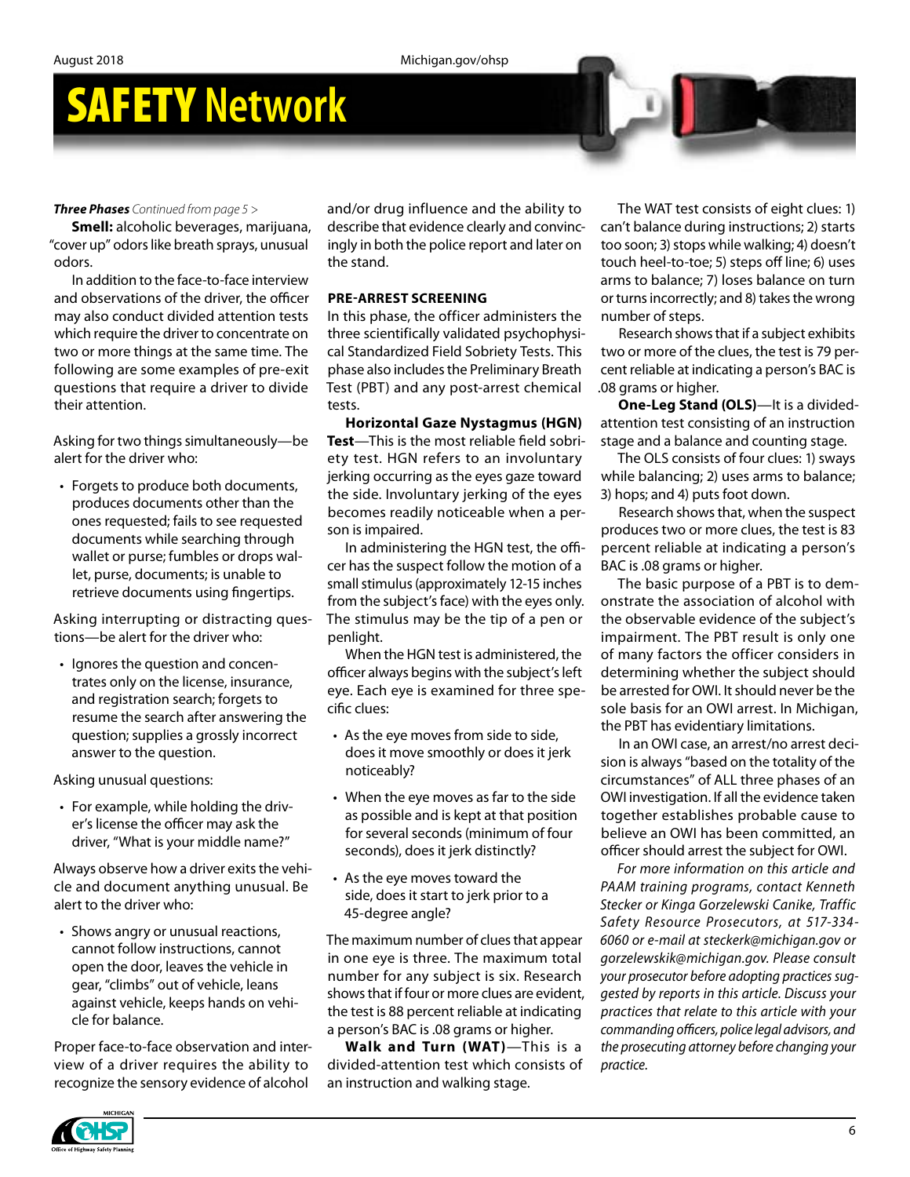***Three Phases*** *Continued from page 5 >*

**Smell:** alcoholic beverages, marijuana, "cover up" odors like breath sprays, unusual odors.

In addition to the face-to-face interview and observations of the driver, the officer may also conduct divided attention tests which require the driver to concentrate on two or more things at the same time. The following are some examples of pre-exit questions that require a driver to divide their attention.

Asking for two things simultaneously—be alert for the driver who:

- Forgets to produce both documents, produces documents other than the ones requested; fails to see requested documents while searching through wallet or purse; fumbles or drops wallet, purse, documents; is unable to retrieve documents using fingertips.

Asking interrupting or distracting questions—be alert for the driver who:

- Ignores the question and concentrates only on the license, insurance, and registration search; forgets to resume the search after answering the question; supplies a grossly incorrect answer to the question.

Asking unusual questions:

- For example, while holding the driver's license the officer may ask the driver, "What is your middle name?"

Always observe how a driver exits the vehicle and document anything unusual. Be alert to the driver who:

- Shows angry or unusual reactions, cannot follow instructions, cannot open the door, leaves the vehicle in gear, "climbs" out of vehicle, leans against vehicle, keeps hands on vehicle for balance.

Proper face-to-face observation and interview of a driver requires the ability to recognize the sensory evidence of alcohol and/or drug influence and the ability to describe that evidence clearly and convincingly in both the police report and later on the stand.

**PRE-ARREST SCREENING**

In this phase, the officer administers the three scientifically validated psychophysical Standardized Field Sobriety Tests. This phase also includes the Preliminary Breath Test (PBT) and any post-arrest chemical tests.

**Horizontal Gaze Nystagmus (HGN) Test**—This is the most reliable field sobriety test. HGN refers to an involuntary jerking occurring as the eyes gaze toward the side. Involuntary jerking of the eyes becomes readily noticeable when a person is impaired.

In administering the HGN test, the officer has the suspect follow the motion of a small stimulus (approximately 12-15 inches from the subject's face) with the eyes only. The stimulus may be the tip of a pen or penlight.

When the HGN test is administered, the officer always begins with the subject's left eye. Each eye is examined for three specific clues:

- As the eye moves from side to side, does it move smoothly or does it jerk noticeably?
- When the eye moves as far to the side as possible and is kept at that position for several seconds (minimum of four seconds), does it jerk distinctly?
- As the eye moves toward the side, does it start to jerk prior to a 45-degree angle?

The maximum number of clues that appear in one eye is three. The maximum total number for any subject is six. Research shows that if four or more clues are evident, the test is 88 percent reliable at indicating a person's BAC is .08 grams or higher.

**Walk and Turn (WAT)**—This is a divided-attention test which consists of an instruction and walking stage.

The WAT test consists of eight clues: 1) can't balance during instructions; 2) starts too soon; 3) stops while walking; 4) doesn't touch heel-to-toe; 5) steps off line; 6) uses arms to balance; 7) loses balance on turn or turns incorrectly; and 8) takes the wrong number of steps.

Research shows that if a subject exhibits two or more of the clues, the test is 79 percent reliable at indicating a person's BAC is .08 grams or higher.

**One-Leg Stand (OLS)**—It is a divided-attention test consisting of an instruction stage and a balance and counting stage.

The OLS consists of four clues: 1) sways while balancing; 2) uses arms to balance; 3) hops; and 4) puts foot down.

Research shows that, when the suspect produces two or more clues, the test is 83 percent reliable at indicating a person's BAC is .08 grams or higher.

The basic purpose of a PBT is to demonstrate the association of alcohol with the observable evidence of the subject's impairment. The PBT result is only one of many factors the officer considers in determining whether the subject should be arrested for OWI. It should never be the sole basis for an OWI arrest. In Michigan, the PBT has evidentiary limitations.

In an OWI case, an arrest/no arrest decision is always "based on the totality of the circumstances" of ALL three phases of an OWI investigation. If all the evidence taken together establishes probable cause to believe an OWI has been committed, an officer should arrest the subject for OWI.

*For more information on this article and PAAM training programs, contact Kenneth Stecker or Kinga Gorzelewski Canike, Traffic Safety Resource Prosecutors, at 517-334-6060 or e-mail at steckerk@michigan.gov or gorzelewskik@michigan.gov. Please consult your prosecutor before adopting practices suggested by reports in this article. Discuss your practices that relate to this article with your commanding officers, police legal advisors, and the prosecuting attorney before changing your practice.*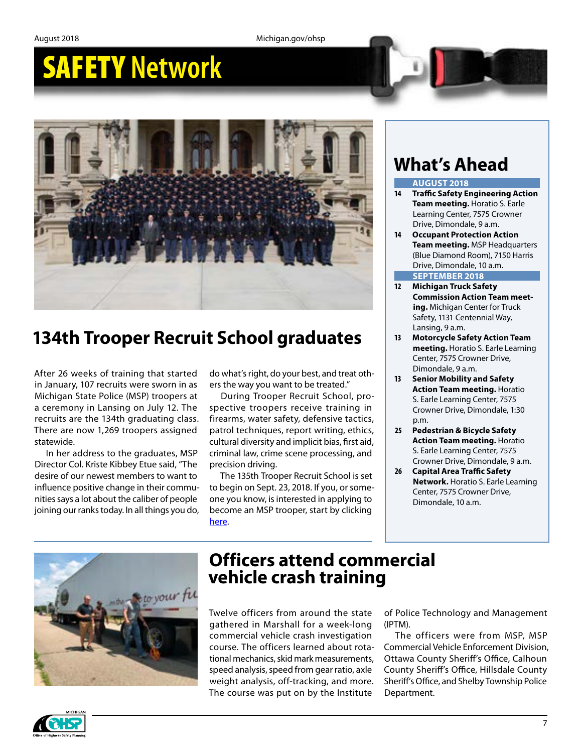# SAFETY Network

## 134th Trooper Recruit School graduates

After 26 weeks of training that started in January, 107 recruits were sworn in as Michigan State Police (MSP) troopers at a ceremony in Lansing on July 12. The recruits are the 134th graduating class. There are now 1,269 troopers assigned statewide.

In her address to the graduates, MSP Director Col. Kriste Kibbey Etue said, "The desire of our newest members to want to influence positive change in their communities says a lot about the caliber of people joining our ranks today. In all things you do, do what's right, do your best, and treat others the way you want to be treated."

During Trooper Recruit School, prospective troopers receive training in firearms, water safety, defensive tactics, patrol techniques, report writing, ethics, cultural diversity and implicit bias, first aid, criminal law, crime scene processing, and precision driving.

The 135th Trooper Recruit School is set to begin on Sept. 23, 2018. If you, or someone you know, is interested in applying to become an MSP trooper, start by clicking here.

## What's Ahead

**AUGUST 2018**

- **14** **Traffic Safety Engineering Action Team meeting.** Horatio S. Earle Learning Center, 7575 Crowner Drive, Dimondale, 9 a.m.
- **14** **Occupant Protection Action Team meeting.** MSP Headquarters (Blue Diamond Room), 7150 Harris Drive, Dimondale, 10 a.m.

**SEPTEMBER 2018**

- **12** **Michigan Truck Safety Commission Action Team meeting.** Michigan Center for Truck Safety, 1131 Centennial Way, Lansing, 9 a.m.
- **13** **Motorcycle Safety Action Team meeting.** Horatio S. Earle Learning Center, 7575 Crowner Drive, Dimondale, 9 a.m.
- **13** **Senior Mobility and Safety Action Team meeting.** Horatio S. Earle Learning Center, 7575 Crowner Drive, Dimondale, 1:30 p.m.
- **25** **Pedestrian & Bicycle Safety Action Team meeting.** Horatio S. Earle Learning Center, 7575 Crowner Drive, Dimondale, 9 a.m.
- **26** **Capital Area Traffic Safety Network.** Horatio S. Earle Learning Center, 7575 Crowner Drive, Dimondale, 10 a.m.

## Officers attend commercial vehicle crash training

Twelve officers from around the state gathered in Marshall for a week-long commercial vehicle crash investigation course. The officers learned about rotational mechanics, skid mark measurements, speed analysis, speed from gear ratio, axle weight analysis, off-tracking, and more. The course was put on by the Institute of Police Technology and Management (IPTM).

The officers were from MSP, MSP Commercial Vehicle Enforcement Division, Ottawa County Sheriff's Office, Calhoun County Sheriff's Office, Hillsdale County Sheriff's Office, and Shelby Township Police Department.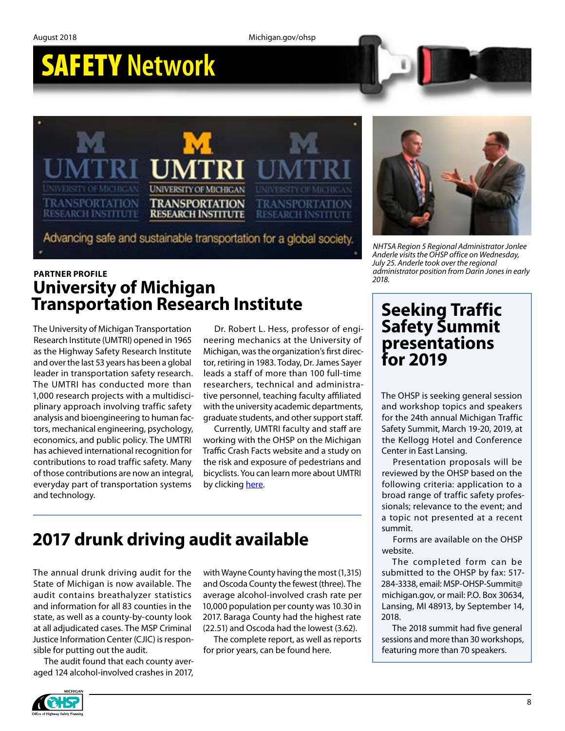# SAFETY Network

NHTSA Region 5 Regional Administrator Jonlee Anderle visits the OHSP office on Wednesday, July 25. Anderle took over the regional administrator position from Darin Jones in early 2018.

**PARTNER PROFILE**

## University of Michigan Transportation Research Institute

The University of Michigan Transportation Research Institute (UMTRI) opened in 1965 as the Highway Safety Research Institute and over the last 53 years has been a global leader in transportation safety research. The UMTRI has conducted more than 1,000 research projects with a multidisciplinary approach involving traffic safety analysis and bioengineering to human factors, mechanical engineering, psychology, economics, and public policy. The UMTRI has achieved international recognition for contributions to road traffic safety. Many of those contributions are now an integral, everyday part of transportation systems and technology.

Dr. Robert L. Hess, professor of engineering mechanics at the University of Michigan, was the organization's first director, retiring in 1983. Today, Dr. James Sayer leads a staff of more than 100 full-time researchers, technical and administrative personnel, teaching faculty affiliated with the university academic departments, graduate students, and other support staff.

Currently, UMTRI faculty and staff are working with the OHSP on the Michigan Traffic Crash Facts website and a study on the risk and exposure of pedestrians and bicyclists. You can learn more about UMTRI by clicking here.

## Seeking Traffic Safety Summit presentations for 2019

The OHSP is seeking general session and workshop topics and speakers for the 24th annual Michigan Traffic Safety Summit, March 19-20, 2019, at the Kellogg Hotel and Conference Center in East Lansing.

Presentation proposals will be reviewed by the OHSP based on the following criteria: application to a broad range of traffic safety professionals; relevance to the event; and a topic not presented at a recent summit.

Forms are available on the OHSP website.

The completed form can be submitted to the OHSP by fax: 517-284-3338, email: MSP-OHSP-Summit@michigan.gov, or mail: P.O. Box 30634, Lansing, MI 48913, by September 14, 2018.

The 2018 summit had five general sessions and more than 30 workshops, featuring more than 70 speakers.

## 2017 drunk driving audit available

The annual drunk driving audit for the State of Michigan is now available. The audit contains breathalyzer statistics and information for all 83 counties in the state, as well as a county-by-county look at all adjudicated cases. The MSP Criminal Justice Information Center (CJIC) is responsible for putting out the audit.

The audit found that each county averaged 124 alcohol-involved crashes in 2017, with Wayne County having the most (1,315) and Oscoda County the fewest (three). The average alcohol-involved crash rate per 10,000 population per county was 10.30 in 2017. Baraga County had the highest rate (22.51) and Oscoda had the lowest (3.62).

The complete report, as well as reports for prior years, can be found here.